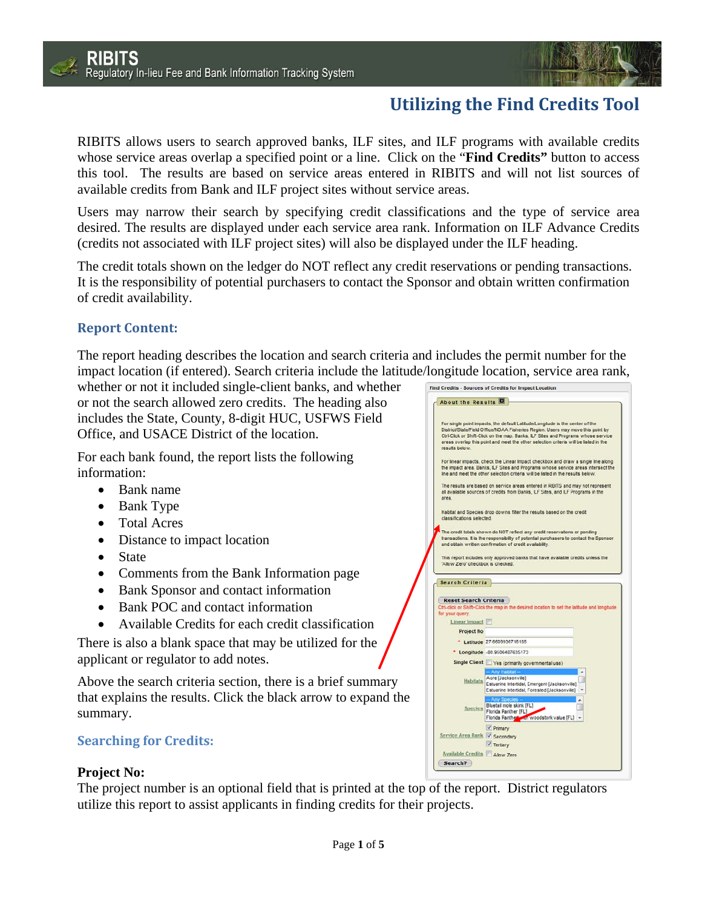# RIBITS
## Regulatory In-lieu Fee and Bank Information Tracking System

# Utilizing the Find Credits Tool

RIBITS allows users to search approved banks, ILF sites, and ILF programs with available credits whose service areas overlap a specified point or a line. Click on the "**Find Credits"** button to access this tool. The results are based on service areas entered in RIBITS and will not list sources of available credits from Bank and ILF project sites without service areas.

Users may narrow their search by specifying credit classifications and the type of service area desired. The results are displayed under each service area rank. Information on ILF Advance Credits (credits not associated with ILF project sites) will also be displayed under the ILF heading.

The credit totals shown on the ledger do NOT reflect any credit reservations or pending transactions. It is the responsibility of potential purchasers to contact the Sponsor and obtain written confirmation of credit availability.

## Report Content:

The report heading describes the location and search criteria and includes the permit number for the impact location (if entered). Search criteria include the latitude/longitude location, service area rank, whether or not it included single-client banks, and whether or not the search allowed zero credits. The heading also includes the State, County, 8-digit HUC, USFWS Field Office, and USACE District of the location.

For each bank found, the report lists the following information:

- Bank name
- Bank Type
- Total Acres
- Distance to impact location
- State
- Comments from the Bank Information page
- Bank Sponsor and contact information
- Bank POC and contact information
- Available Credits for each credit classification

There is also a blank space that may be utilized for the applicant or regulator to add notes.

Above the search criteria section, there is a brief summary that explains the results. Click the black arrow to expand the summary.

## Searching for Credits:

**Project No:**
The project number is an optional field that is printed at the top of the report. District regulators utilize this report to assist applicants in finding credits for their projects.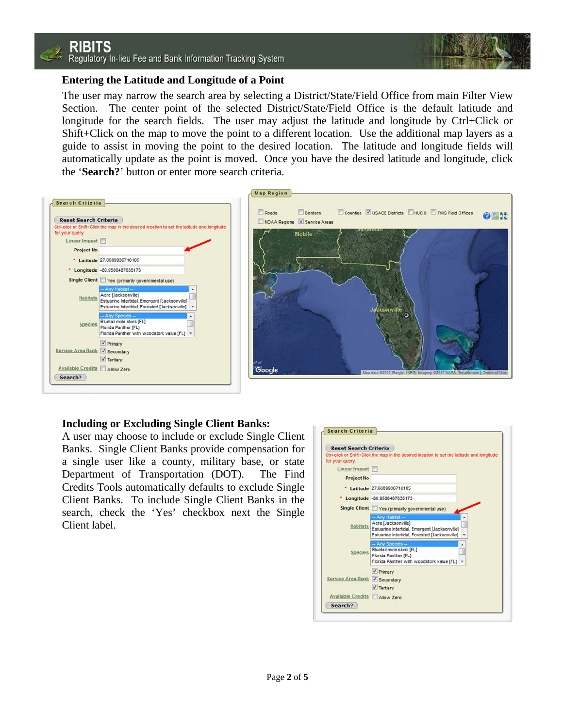### Entering the Latitude and Longitude of a Point

The user may narrow the search area by selecting a District/State/Field Office from main Filter View Section. The center point of the selected District/State/Field Office is the default latitude and longitude for the search fields. The user may adjust the latitude and longitude by Ctrl+Click or Shift+Click on the map to move the point to a different location. Use the additional map layers as a guide to assist in moving the point to the desired location. The latitude and longitude fields will automatically update as the point is moved. Once you have the desired latitude and longitude, click the '**Search?**' button or enter more search criteria.

### Including or Excluding Single Client Banks:

A user may choose to include or exclude Single Client Banks. Single Client Banks provide compensation for a single user like a county, military base, or state Department of Transportation (DOT). The Find Credits Tools automatically defaults to exclude Single Client Banks. To include Single Client Banks in the search, check the 'Yes' checkbox next the Single Client label.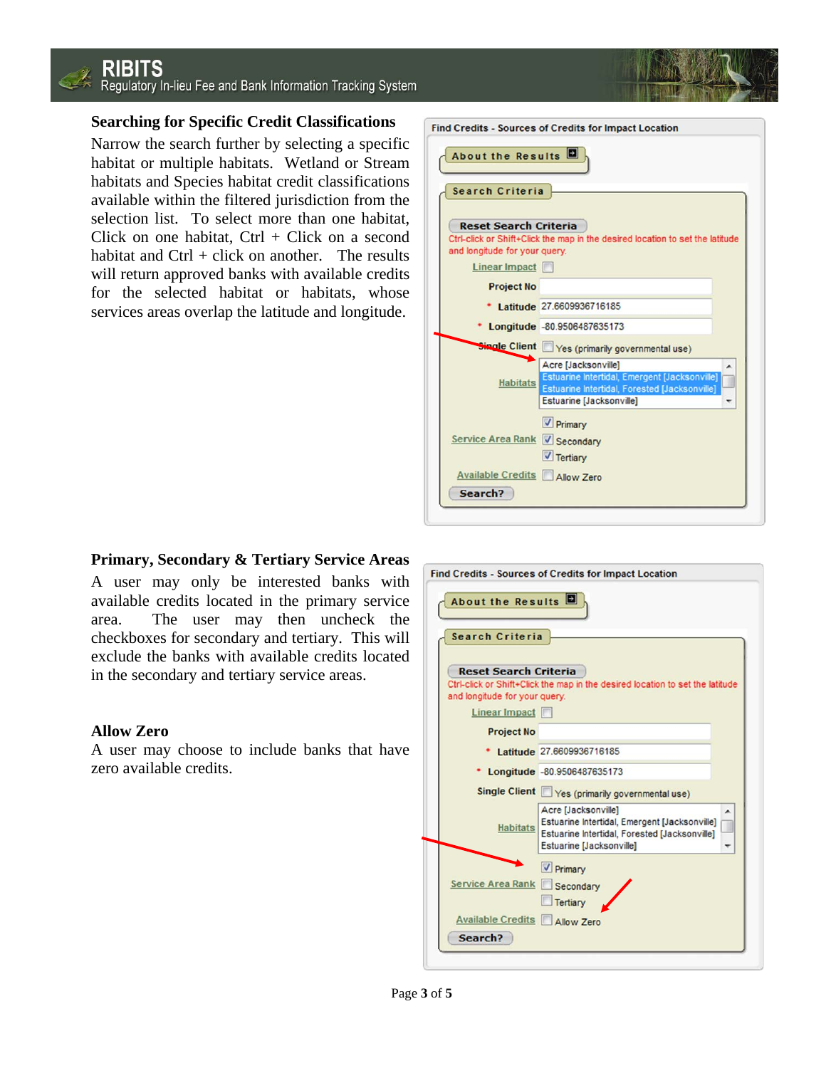## Searching for Specific Credit Classifications

Narrow the search further by selecting a specific habitat or multiple habitats. Wetland or Stream habitats and Species habitat credit classifications available within the filtered jurisdiction from the selection list. To select more than one habitat, Click on one habitat, Ctrl + Click on a second habitat and Ctrl + click on another. The results will return approved banks with available credits for the selected habitat or habitats, whose services areas overlap the latitude and longitude.

## Primary, Secondary & Tertiary Service Areas

A user may only be interested banks with available credits located in the primary service area. The user may then uncheck the checkboxes for secondary and tertiary. This will exclude the banks with available credits located in the secondary and tertiary service areas.

## Allow Zero

A user may choose to include banks that have zero available credits.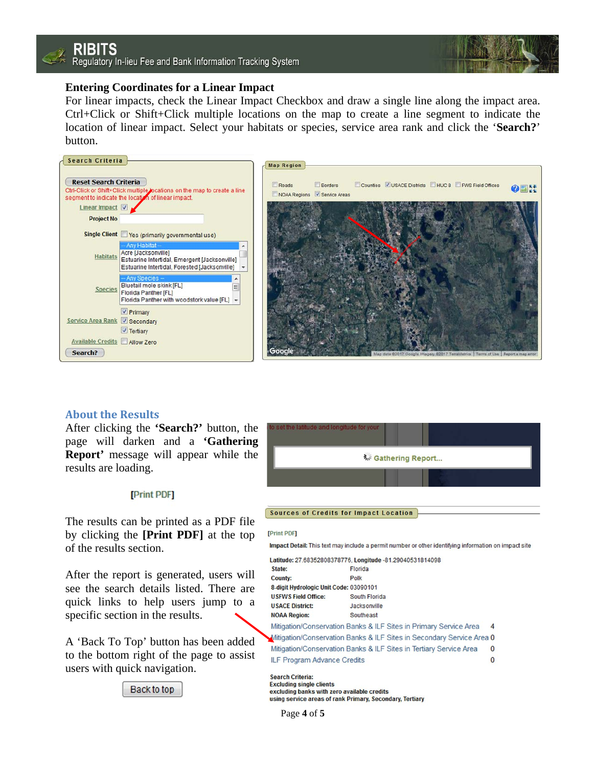## Entering Coordinates for a Linear Impact

For linear impacts, check the Linear Impact Checkbox and draw a single line along the impact area. Ctrl+Click or Shift+Click multiple locations on the map to create a line segment to indicate the location of linear impact. Select your habitats or species, service area rank and click the '**Search?**' button.

## About the Results

After clicking the **'Search?'** button, the page will darken and a **'Gathering Report'** message will appear while the results are loading.

[Print PDF]

The results can be printed as a PDF file by clicking the **[Print PDF]** at the top of the results section.

After the report is generated, users will see the search details listed. There are quick links to help users jump to a specific section in the results.

A 'Back To Top' button has been added to the bottom right of the page to assist users with quick navigation.

Back to top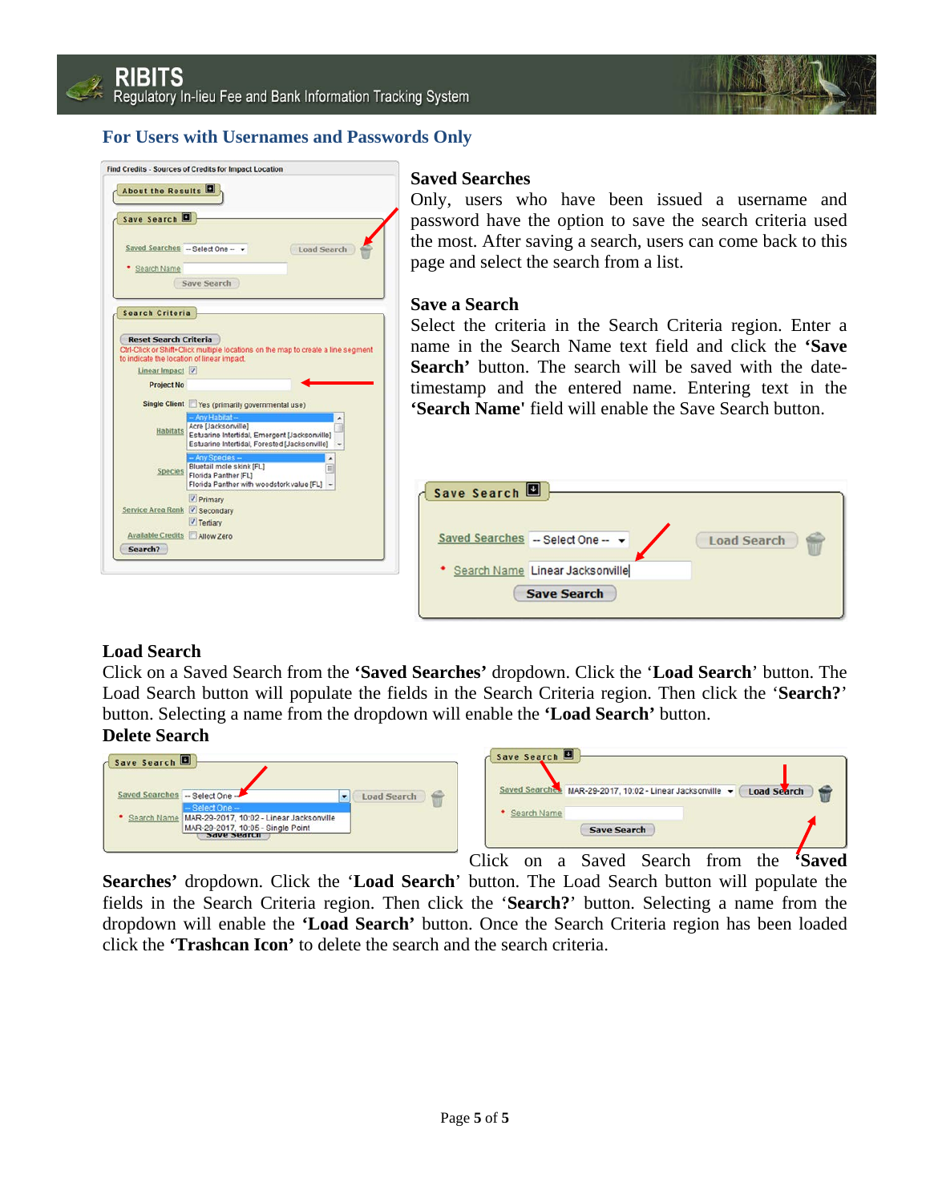## For Users with Usernames and Passwords Only

### Saved Searches

Only, users who have been issued a username and password have the option to save the search criteria used the most. After saving a search, users can come back to this page and select the search from a list.

### Save a Search

Select the criteria in the Search Criteria region. Enter a name in the Search Name text field and click the **'Save Search'** button. The search will be saved with the date-timestamp and the entered name. Entering text in the **'Search Name'** field will enable the Save Search button.

### Load Search

Click on a Saved Search from the **'Saved Searches'** dropdown. Click the '**Load Search**' button. The Load Search button will populate the fields in the Search Criteria region. Then click the '**Search?**' button. Selecting a name from the dropdown will enable the **'Load Search'** button.

### Delete Search

Click on a Saved Search from the **'Saved Searches'** dropdown. Click the '**Load Search**' button. The Load Search button will populate the fields in the Search Criteria region. Then click the '**Search?**' button. Selecting a name from the dropdown will enable the **'Load Search'** button. Once the Search Criteria region has been loaded click the **'Trashcan Icon'** to delete the search and the search criteria.